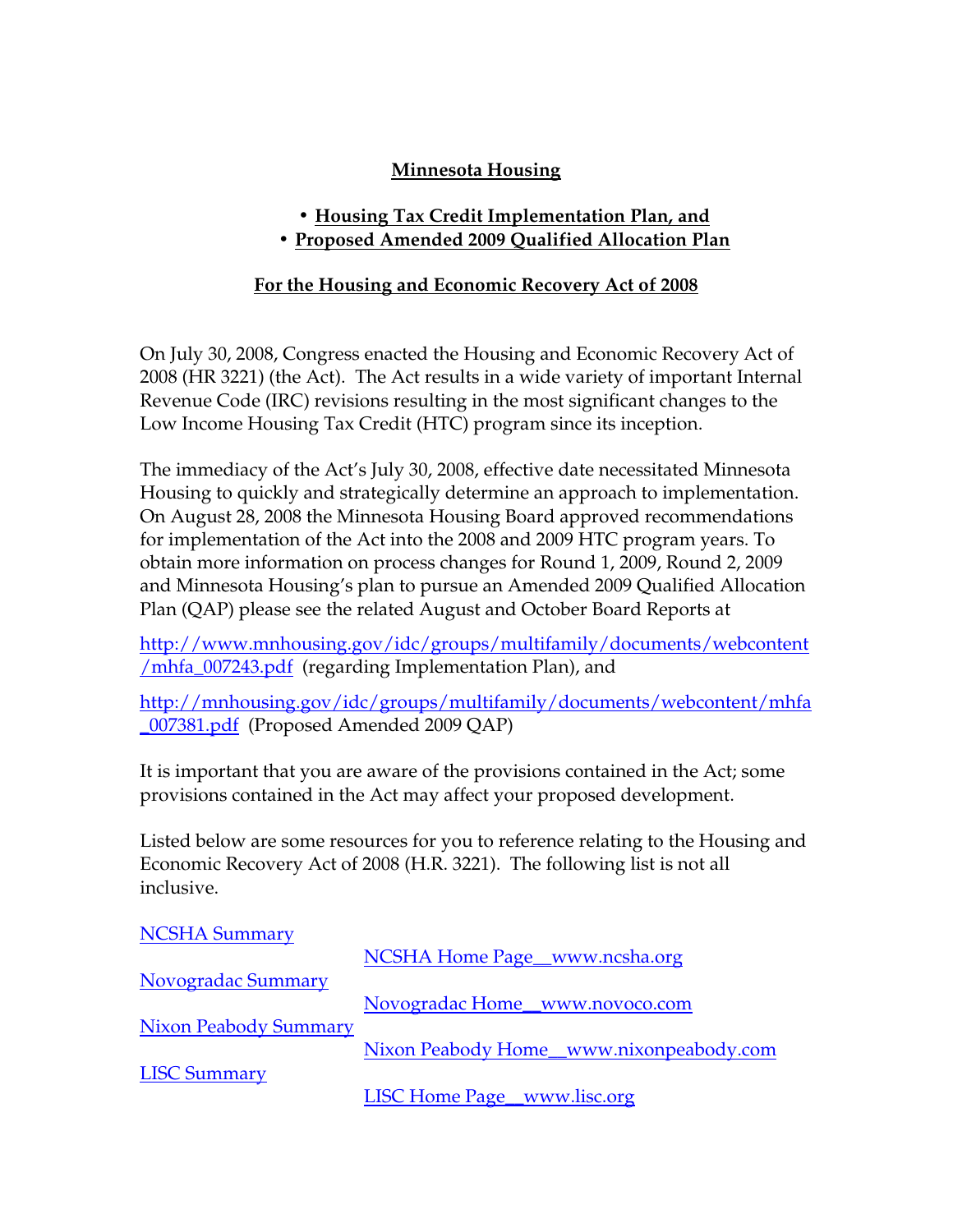# Minnesota Housing

- **Housing Tax Credit Implementation Plan, and**
- **Proposed Amended 2009 Qualified Allocation Plan**

## For the Housing and Economic Recovery Act of 2008

On July 30, 2008, Congress enacted the Housing and Economic Recovery Act of 2008 (HR 3221) (the Act). The Act results in a wide variety of important Internal Revenue Code (IRC) revisions resulting in the most significant changes to the Low Income Housing Tax Credit (HTC) program since its inception.

The immediacy of the Act's July 30, 2008, effective date necessitated Minnesota Housing to quickly and strategically determine an approach to implementation. On August 28, 2008 the Minnesota Housing Board approved recommendations for implementation of the Act into the 2008 and 2009 HTC program years. To obtain more information on process changes for Round 1, 2009, Round 2, 2009 and Minnesota Housing's plan to pursue an Amended 2009 Qualified Allocation Plan (QAP) please see the related August and October Board Reports at

http://www.mnhousing.gov/idc/groups/multifamily/documents/webcontent/mhfa_007243.pdf (regarding Implementation Plan), and

http://mnhousing.gov/idc/groups/multifamily/documents/webcontent/mhfa_007381.pdf (Proposed Amended 2009 QAP)

It is important that you are aware of the provisions contained in the Act; some provisions contained in the Act may affect your proposed development.

Listed below are some resources for you to reference relating to the Housing and Economic Recovery Act of 2008 (H.R. 3221). The following list is not all inclusive.

NCSHA Summary
NCSHA Home Page__www.ncsha.org

Novogradac Summary
Novogradac Home__www.novoco.com

Nixon Peabody Summary
Nixon Peabody Home__www.nixonpeabody.com

LISC Summary
LISC Home Page__www.lisc.org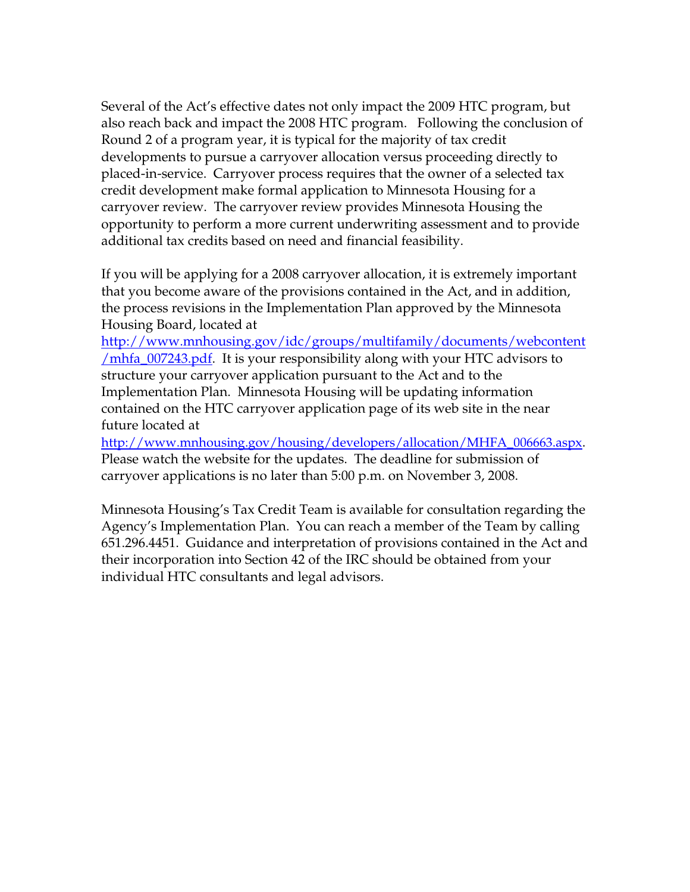Several of the Act's effective dates not only impact the 2009 HTC program, but also reach back and impact the 2008 HTC program. Following the conclusion of Round 2 of a program year, it is typical for the majority of tax credit developments to pursue a carryover allocation versus proceeding directly to placed-in-service. Carryover process requires that the owner of a selected tax credit development make formal application to Minnesota Housing for a carryover review. The carryover review provides Minnesota Housing the opportunity to perform a more current underwriting assessment and to provide additional tax credits based on need and financial feasibility.

If you will be applying for a 2008 carryover allocation, it is extremely important that you become aware of the provisions contained in the Act, and in addition, the process revisions in the Implementation Plan approved by the Minnesota Housing Board, located at http://www.mnhousing.gov/idc/groups/multifamily/documents/webcontent/mhfa_007243.pdf. It is your responsibility along with your HTC advisors to structure your carryover application pursuant to the Act and to the Implementation Plan. Minnesota Housing will be updating information contained on the HTC carryover application page of its web site in the near future located at http://www.mnhousing.gov/housing/developers/allocation/MHFA_006663.aspx. Please watch the website for the updates. The deadline for submission of carryover applications is no later than 5:00 p.m. on November 3, 2008.

Minnesota Housing's Tax Credit Team is available for consultation regarding the Agency's Implementation Plan. You can reach a member of the Team by calling 651.296.4451. Guidance and interpretation of provisions contained in the Act and their incorporation into Section 42 of the IRC should be obtained from your individual HTC consultants and legal advisors.